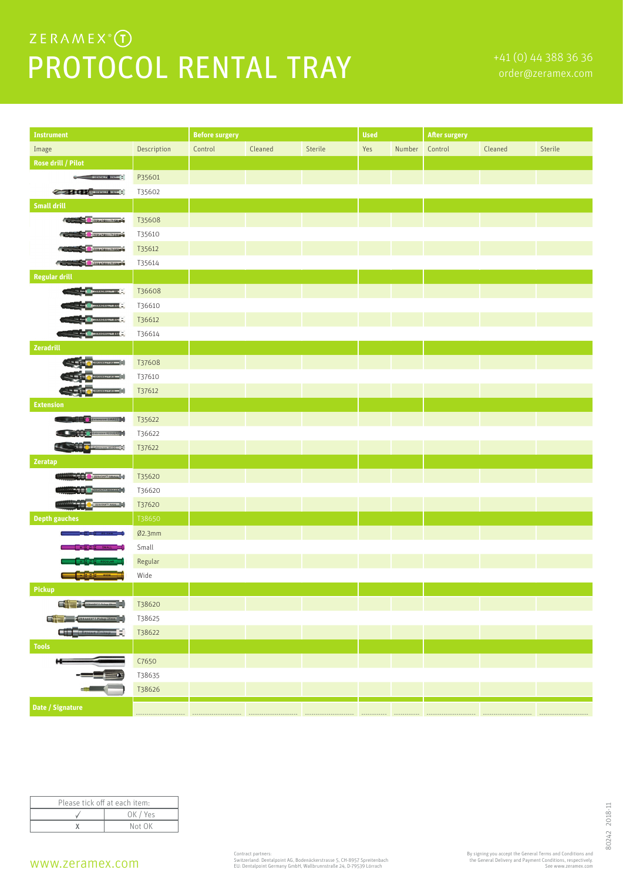ZERAMEX® (T)

# PROTOCOL RENTAL TRAY

+41 (0) 44 388 36 36
order@zeramex.com

| Instrument | | Before surgery | | | Used | | After surgery | | |
|---|---|---|---|---|---|---|---|---|---|
| Image | Description | Control | Cleaned | Sterile | Yes | Number | Control | Cleaned | Sterile |
| **Rose drill / Pilot** | | | | | | | | | |
| | P35601 | | | | | | | | |
| | T35602 | | | | | | | | |
| **Small drill** | | | | | | | | | |
| | T35608 | | | | | | | | |
| | T35610 | | | | | | | | |
| | T35612 | | | | | | | | |
| | T35614 | | | | | | | | |
| **Regular drill** | | | | | | | | | |
| | T36608 | | | | | | | | |
| | T36610 | | | | | | | | |
| | T36612 | | | | | | | | |
| | T36614 | | | | | | | | |
| **Zeradrill** | | | | | | | | | |
| | T37608 | | | | | | | | |
| | T37610 | | | | | | | | |
| | T37612 | | | | | | | | |
| **Extension** | | | | | | | | | |
| | T35622 | | | | | | | | |
| | T36622 | | | | | | | | |
| | T37622 | | | | | | | | |
| **Zeratap** | | | | | | | | | |
| | T35620 | | | | | | | | |
| | T36620 | | | | | | | | |
| | T37620 | | | | | | | | |
| **Depth gauches** | T38650 | | | | | | | | |
| | Ø2.3mm | | | | | | | | |
| | Small | | | | | | | | |
| | Regular | | | | | | | | |
| | Wide | | | | | | | | |
| **Pickup** | | | | | | | | | |
| | T38620 | | | | | | | | |
| | T38625 | | | | | | | | |
| | T38622 | | | | | | | | |
| **Tools** | | | | | | | | | |
| | C7650 | | | | | | | | |
| | T38635 | | | | | | | | |
| | T38626 | | | | | | | | |
| **Date / Signature** | ..................... | ..................... | ..................... | ..................... | .......... | .......... | ..................... | ..................... | ..................... |

| Please tick off at each item: | |
|---|---|
| ✓ | OK / Yes |
| X | Not OK |

www.zeramex.com

Contract partners:
Switzerland: Dentalpoint AG, Bodenäckerstrasse 5, CH-8957 Spreitenbach
EU: Dentalpoint Germany GmbH, Wallbrunnstraße 24, D-79539 Lörrach

By signing you accept the General Terms and Conditions and the General Delivery and Payment Conditions, respectively. See www.zeramex.com

80242 2018-11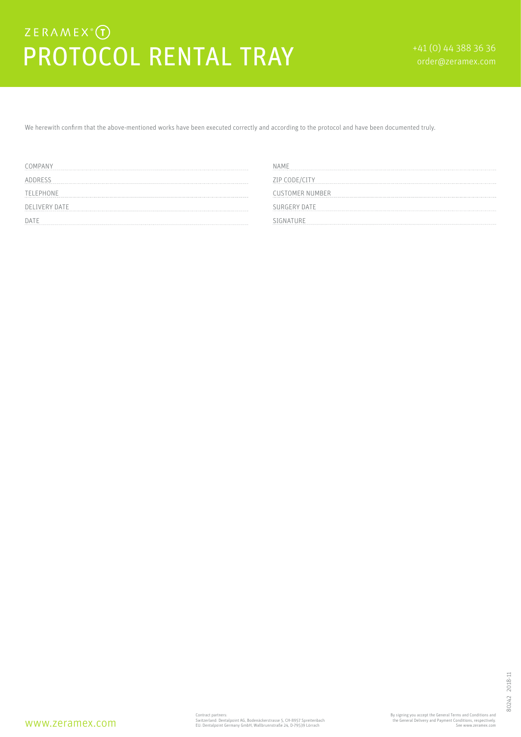# ZERAMEX® T PROTOCOL RENTAL TRAY

+41 (0) 44 388 36 36
order@zeramex.com

We herewith confirm that the above-mentioned works have been executed correctly and according to the protocol and have been documented truly.

COMPANY

ADDRESS

TELEPHONE

DELIVERY DATE

DATE

NAME

ZIP CODE/CITY

CUSTOMER NUMBER

SURGERY DATE

SIGNATURE

www.zeramex.com

Contract partners:
Switzerland: Dentalpoint AG, Bodenäckerstrasse 5, CH-8957 Spreitenbach
EU: Dentalpoint Germany GmbH, Wallbrunnstraße 24, D-79539 Lörrach

By signing you accept the General Terms and Conditions and the General Delivery and Payment Conditions, respectively. See www.zeramex.com

80242 2018-11